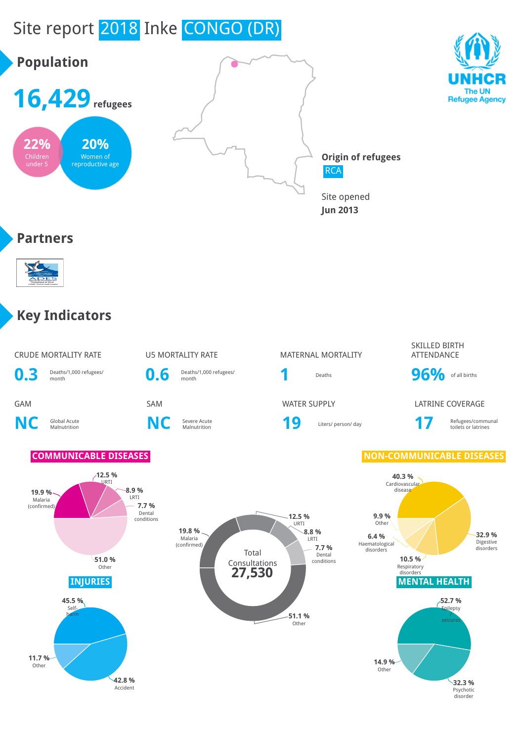# Site report 2018 Inke CONGO (DR)

## Population

**16,429** refugees

**22%** Children under 5

**20%** Women of reproductive age

**Origin of refugees**
RCA

Site opened
**Jun 2013**

UNHCR
The UN Refugee Agency

## Partners

## Key Indicators

| Indicator | Value | Unit |
|---|---|---|
| CRUDE MORTALITY RATE | 0.3 | Deaths/1,000 refugees/month |
| U5 MORTALITY RATE | 0.6 | Deaths/1,000 refugees/month |
| MATERNAL MORTALITY | 1 | Deaths |
| SKILLED BIRTH ATTENDANCE | 96% | of all births |
| GAM | NC | Global Acute Malnutrition |
| SAM | NC | Severe Acute Malnutrition |
| WATER SUPPLY | 19 | Liters/ person/ day |
| LATRINE COVERAGE | 17 | Refugees/communal toilets or latrines |

### COMMUNICABLE DISEASES

- 12.5 % URTI
- 8.9 % LRTI
- 7.7 % Dental conditions
- 19.9 % Malaria (confirmed)
- 51.0 % Other

### Total Consultations 27,530

- 12.5 % URTI
- 8.8 % LRTI
- 7.7 % Dental conditions
- 19.8 % Malaria (confirmed)
- 51.1 % Other

### NON-COMMUNICABLE DISEASES

- 40.3 % Cardiovascular disease
- 32.9 % Digestive disorders
- 10.5 % Respiratory disorders
- 6.4 % Haematological disorders
- 9.9 % Other

### INJURIES

- 45.5 % Self-harm
- 42.8 % Accident
- 11.7 % Other

### MENTAL HEALTH

- 52.7 % Epilepsy seizures
- 32.3 % Psychotic disorder
- 14.9 % Other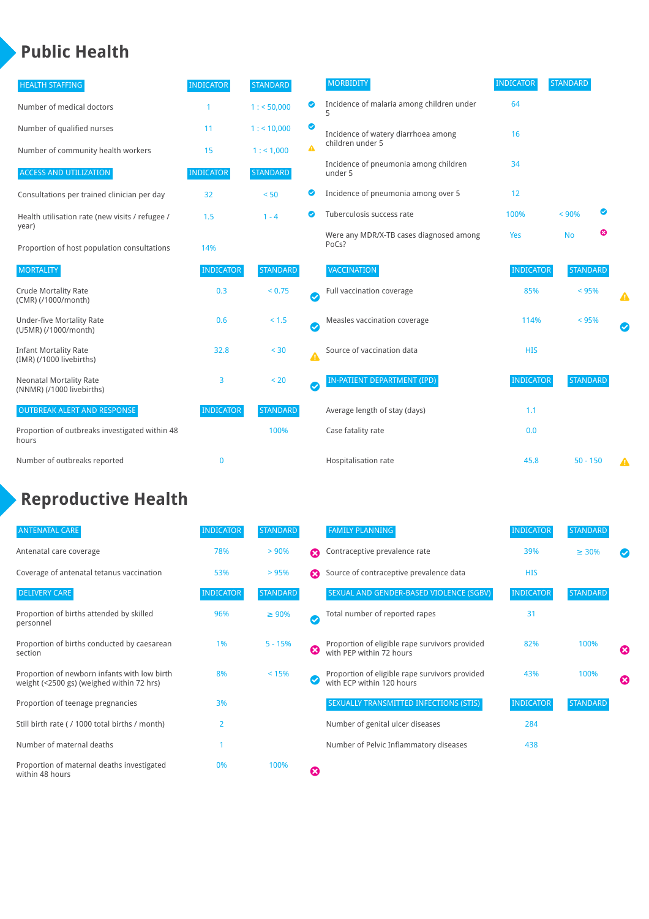# Public Health

| HEALTH STAFFING | INDICATOR | STANDARD | |
|---|---|---|---|
| Number of medical doctors | 1 | 1 : < 50,000 | ✔ |
| Number of qualified nurses | 11 | 1 : < 10,000 | ✔ |
| Number of community health workers | 15 | 1 : < 1,000 | ⚠ |

| ACCESS AND UTILIZATION | INDICATOR | STANDARD | |
|---|---|---|---|
| Consultations per trained clinician per day | 32 | < 50 | ✔ |
| Health utilisation rate (new visits / refugee / year) | 1.5 | 1 - 4 | ✔ |
| Proportion of host population consultations | 14% | | |

| MORTALITY | INDICATOR | STANDARD | |
|---|---|---|---|
| Crude Mortality Rate (CMR) (/1000/month) | 0.3 | < 0.75 | ✔ |
| Under-five Mortality Rate (U5MR) (/1000/month) | 0.6 | < 1.5 | ✔ |
| Infant Mortality Rate (IMR) (/1000 livebirths) | 32.8 | < 30 | ⚠ |
| Neonatal Mortality Rate (NNMR) (/1000 livebirths) | 3 | < 20 | ✔ |

| OUTBREAK ALERT AND RESPONSE | INDICATOR | STANDARD | |
|---|---|---|---|
| Proportion of outbreaks investigated within 48 hours | | 100% | |
| Number of outbreaks reported | 0 | | |

| MORBIDITY | INDICATOR | STANDARD | |
|---|---|---|---|
| Incidence of malaria among children under 5 | 64 | | |
| Incidence of watery diarrhoea among children under 5 | 16 | | |
| Incidence of pneumonia among children under 5 | 34 | | |
| Incidence of pneumonia among over 5 | 12 | | |
| Tuberculosis success rate | 100% | < 90% | ✔ |
| Were any MDR/X-TB cases diagnosed among PoCs? | Yes | No | ✖ |

| VACCINATION | INDICATOR | STANDARD | |
|---|---|---|---|
| Full vaccination coverage | 85% | < 95% | ⚠ |
| Measles vaccination coverage | 114% | < 95% | ✔ |
| Source of vaccination data | HIS | | |

| IN-PATIENT DEPARTMENT (IPD) | INDICATOR | STANDARD | |
|---|---|---|---|
| Average length of stay (days) | 1.1 | | |
| Case fatality rate | 0.0 | | |
| Hospitalisation rate | 45.8 | 50 - 150 | ⚠ |

# Reproductive Health

| ANTENATAL CARE | INDICATOR | STANDARD | |
|---|---|---|---|
| Antenatal care coverage | 78% | > 90% | ✖ |
| Coverage of antenatal tetanus vaccination | 53% | > 95% | ✖ |

| DELIVERY CARE | INDICATOR | STANDARD | |
|---|---|---|---|
| Proportion of births attended by skilled personnel | 96% | ≥ 90% | ✔ |
| Proportion of births conducted by caesarean section | 1% | 5 - 15% | ✖ |
| Proportion of newborn infants with low birth weight (<2500 gs) (weighed within 72 hrs) | 8% | < 15% | ✔ |
| Proportion of teenage pregnancies | 3% | | |
| Still birth rate ( / 1000 total births / month) | 2 | | |
| Number of maternal deaths | 1 | | |
| Proportion of maternal deaths investigated within 48 hours | 0% | 100% | ✖ |

| FAMILY PLANNING | INDICATOR | STANDARD | |
|---|---|---|---|
| Contraceptive prevalence rate | 39% | ≥ 30% | ✔ |
| Source of contraceptive prevalence data | HIS | | |

| SEXUAL AND GENDER-BASED VIOLENCE (SGBV) | INDICATOR | STANDARD | |
|---|---|---|---|
| Total number of reported rapes | 31 | | |
| Proportion of eligible rape survivors provided with PEP within 72 hours | 82% | 100% | ✖ |
| Proportion of eligible rape survivors provided with ECP within 120 hours | 43% | 100% | ✖ |

| SEXUALLY TRANSMITTED INFECTIONS (STIS) | INDICATOR | STANDARD |
|---|---|---|
| Number of genital ulcer diseases | 284 | |
| Number of Pelvic Inflammatory diseases | 438 | |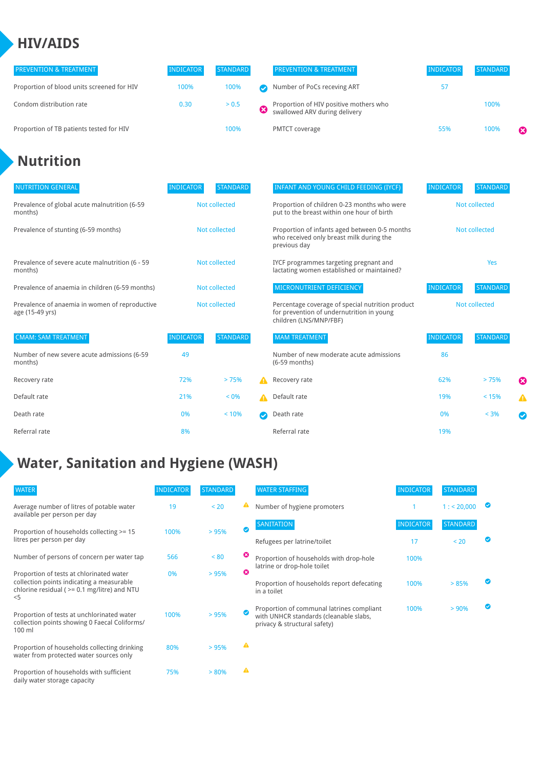# HIV/AIDS

| PREVENTION & TREATMENT | INDICATOR | STANDARD | |
|---|---|---|---|
| Proportion of blood units screened for HIV | 100% | 100% | ✔ |
| Condom distribution rate | 0.30 | > 0.5 | ✖ |
| Proportion of TB patients tested for HIV | | 100% | |

| PREVENTION & TREATMENT | INDICATOR | STANDARD | |
|---|---|---|---|
| Number of PoCs receving ART | 57 | | |
| Proportion of HIV positive mothers who swallowed ARV during delivery | | 100% | |
| PMTCT coverage | 55% | 100% | ✖ |

# Nutrition

| NUTRITION GENERAL | INDICATOR | STANDARD |
|---|---|---|
| Prevalence of global acute malnutrition (6-59 months) | Not collected | |
| Prevalence of stunting (6-59 months) | Not collected | |
| Prevalence of severe acute malnutrition (6 - 59 months) | Not collected | |
| Prevalence of anaemia in children (6-59 months) | Not collected | |
| Prevalence of anaemia in women of reproductive age (15-49 yrs) | Not collected | |

| INFANT AND YOUNG CHILD FEEDING (IYCF) | INDICATOR | STANDARD |
|---|---|---|
| Proportion of children 0-23 months who were put to the breast within one hour of birth | Not collected | |
| Proportion of infants aged between 0-5 months who received only breast milk during the previous day | Not collected | |
| IYCF programmes targeting pregnant and lactating women established or maintained? | | Yes |

| MICRONUTRIENT DEFICIENCY | INDICATOR | STANDARD |
|---|---|---|
| Percentage coverage of special nutrition product for prevention of undernutrition in young children (LNS/MNP/FBF) | Not collected | |

| CMAM: SAM TREATMENT | INDICATOR | STANDARD | |
|---|---|---|---|
| Number of new severe acute admissions (6-59 months) | 49 | | |
| Recovery rate | 72% | > 75% | ⚠ |
| Default rate | 21% | < 0% | ⚠ |
| Death rate | 0% | < 10% | ✔ |
| Referral rate | 8% | | |

| MAM TREATMENT | INDICATOR | STANDARD | |
|---|---|---|---|
| Number of new moderate acute admissions (6-59 months) | 86 | | |
| Recovery rate | 62% | > 75% | ✖ |
| Default rate | 19% | < 15% | ⚠ |
| Death rate | 0% | < 3% | ✔ |
| Referral rate | 19% | | |

# Water, Sanitation and Hygiene (WASH)

| WATER | INDICATOR | STANDARD | |
|---|---|---|---|
| Average number of litres of potable water available per person per day | 19 | < 20 | ⚠ |
| Proportion of households collecting >= 15 litres per person per day | 100% | > 95% | ✔ |
| Number of persons of concern per water tap | 566 | < 80 | ✖ |
| Proportion of tests at chlorinated water collection points indicating a measurable chlorine residual ( >= 0.1 mg/litre) and NTU <5 | 0% | > 95% | ✖ |
| Proportion of tests at unchlorinated water collection points showing 0 Faecal Coliforms/ 100 ml | 100% | > 95% | ✔ |
| Proportion of households collecting drinking water from protected water sources only | 80% | > 95% | ⚠ |
| Proportion of households with sufficient daily water storage capacity | 75% | > 80% | ⚠ |

| WATER STAFFING | INDICATOR | STANDARD | |
|---|---|---|---|
| Number of hygiene promoters | 1 | 1 : < 20,000 | ✔ |

| SANITATION | INDICATOR | STANDARD | |
|---|---|---|---|
| Refugees per latrine/toilet | 17 | < 20 | ✔ |
| Proportion of households with drop-hole latrine or drop-hole toilet | 100% | | |
| Proportion of households report defecating in a toilet | 100% | > 85% | ✔ |
| Proportion of communal latrines compliant with UNHCR standards (cleanable slabs, privacy & structural safety) | 100% | > 90% | ✔ |